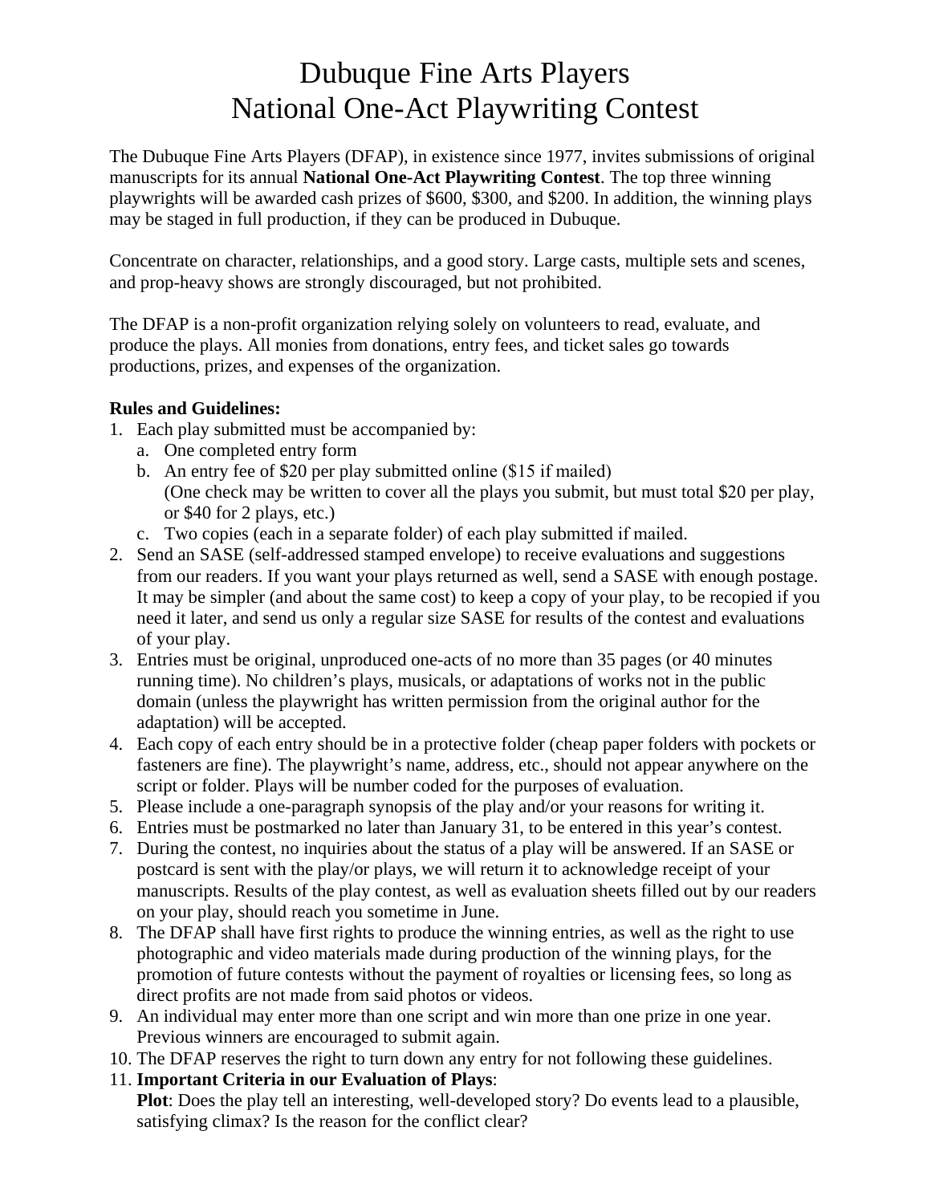# Dubuque Fine Arts Players
# National One-Act Playwriting Contest

The Dubuque Fine Arts Players (DFAP), in existence since 1977, invites submissions of original manuscripts for its annual **National One-Act Playwriting Contest**. The top three winning playwrights will be awarded cash prizes of $600, $300, and $200. In addition, the winning plays may be staged in full production, if they can be produced in Dubuque.

Concentrate on character, relationships, and a good story. Large casts, multiple sets and scenes, and prop-heavy shows are strongly discouraged, but not prohibited.

The DFAP is a non-profit organization relying solely on volunteers to read, evaluate, and produce the plays. All monies from donations, entry fees, and ticket sales go towards productions, prizes, and expenses of the organization.

**Rules and Guidelines:**

1. Each play submitted must be accompanied by:
   a. One completed entry form
   b. An entry fee of $20 per play submitted online ($15 if mailed)
      (One check may be written to cover all the plays you submit, but must total $20 per play, or $40 for 2 plays, etc.)
   c. Two copies (each in a separate folder) of each play submitted if mailed.
2. Send an SASE (self-addressed stamped envelope) to receive evaluations and suggestions from our readers. If you want your plays returned as well, send a SASE with enough postage. It may be simpler (and about the same cost) to keep a copy of your play, to be recopied if you need it later, and send us only a regular size SASE for results of the contest and evaluations of your play.
3. Entries must be original, unproduced one-acts of no more than 35 pages (or 40 minutes running time). No children's plays, musicals, or adaptations of works not in the public domain (unless the playwright has written permission from the original author for the adaptation) will be accepted.
4. Each copy of each entry should be in a protective folder (cheap paper folders with pockets or fasteners are fine). The playwright's name, address, etc., should not appear anywhere on the script or folder. Plays will be number coded for the purposes of evaluation.
5. Please include a one-paragraph synopsis of the play and/or your reasons for writing it.
6. Entries must be postmarked no later than January 31, to be entered in this year's contest.
7. During the contest, no inquiries about the status of a play will be answered. If an SASE or postcard is sent with the play/or plays, we will return it to acknowledge receipt of your manuscripts. Results of the play contest, as well as evaluation sheets filled out by our readers on your play, should reach you sometime in June.
8. The DFAP shall have first rights to produce the winning entries, as well as the right to use photographic and video materials made during production of the winning plays, for the promotion of future contests without the payment of royalties or licensing fees, so long as direct profits are not made from said photos or videos.
9. An individual may enter more than one script and win more than one prize in one year. Previous winners are encouraged to submit again.
10. The DFAP reserves the right to turn down any entry for not following these guidelines.
11. **Important Criteria in our Evaluation of Plays**:
    **Plot**: Does the play tell an interesting, well-developed story? Do events lead to a plausible, satisfying climax? Is the reason for the conflict clear?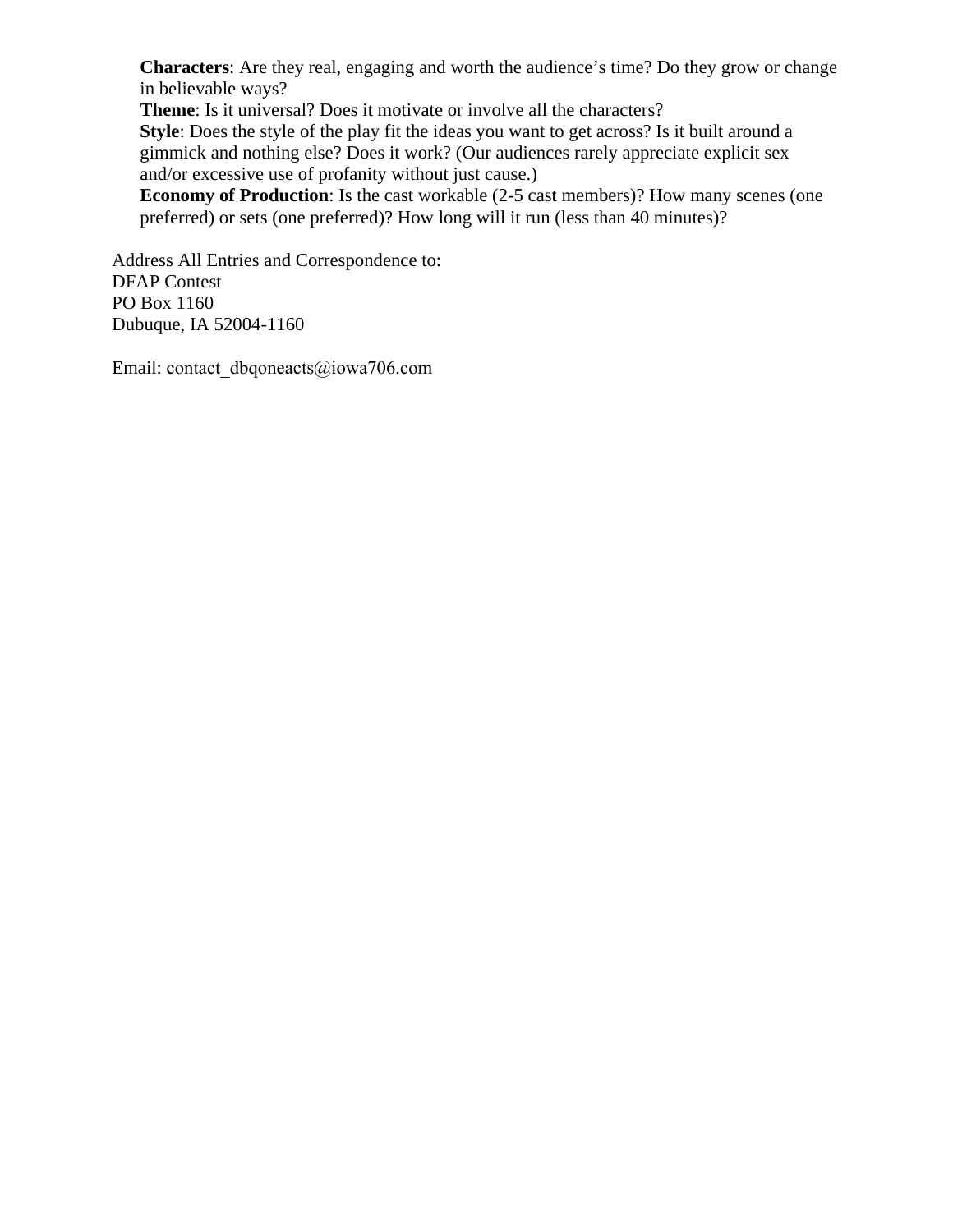**Characters**: Are they real, engaging and worth the audience's time? Do they grow or change in believable ways?

**Theme**: Is it universal? Does it motivate or involve all the characters?

**Style**: Does the style of the play fit the ideas you want to get across? Is it built around a gimmick and nothing else? Does it work? (Our audiences rarely appreciate explicit sex and/or excessive use of profanity without just cause.)

**Economy of Production**: Is the cast workable (2-5 cast members)? How many scenes (one preferred) or sets (one preferred)? How long will it run (less than 40 minutes)?

Address All Entries and Correspondence to:
DFAP Contest
PO Box 1160
Dubuque, IA 52004-1160

Email: contact_dbqoneacts@iowa706.com